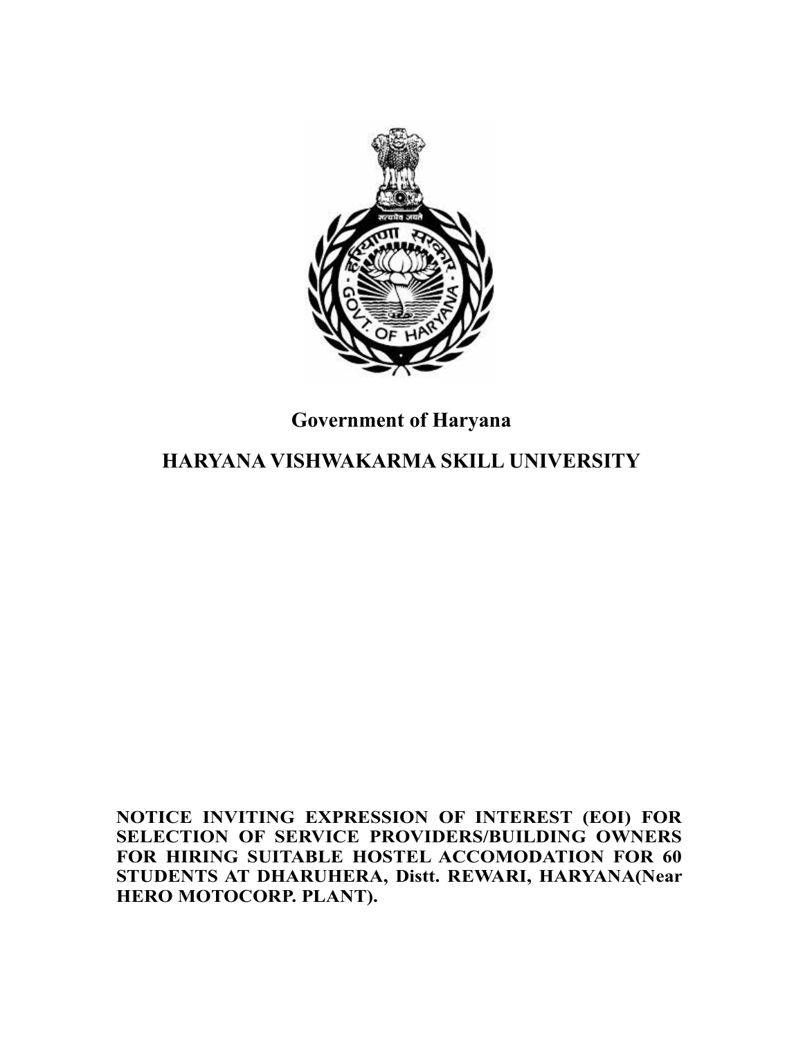Government of Haryana

# HARYANA VISHWAKARMA SKILL UNIVERSITY

**NOTICE INVITING EXPRESSION OF INTEREST (EOI) FOR SELECTION OF SERVICE PROVIDERS/BUILDING OWNERS FOR HIRING SUITABLE HOSTEL ACCOMODATION FOR 60 STUDENTS AT DHARUHERA, Distt. REWARI, HARYANA(Near HERO MOTOCORP. PLANT).**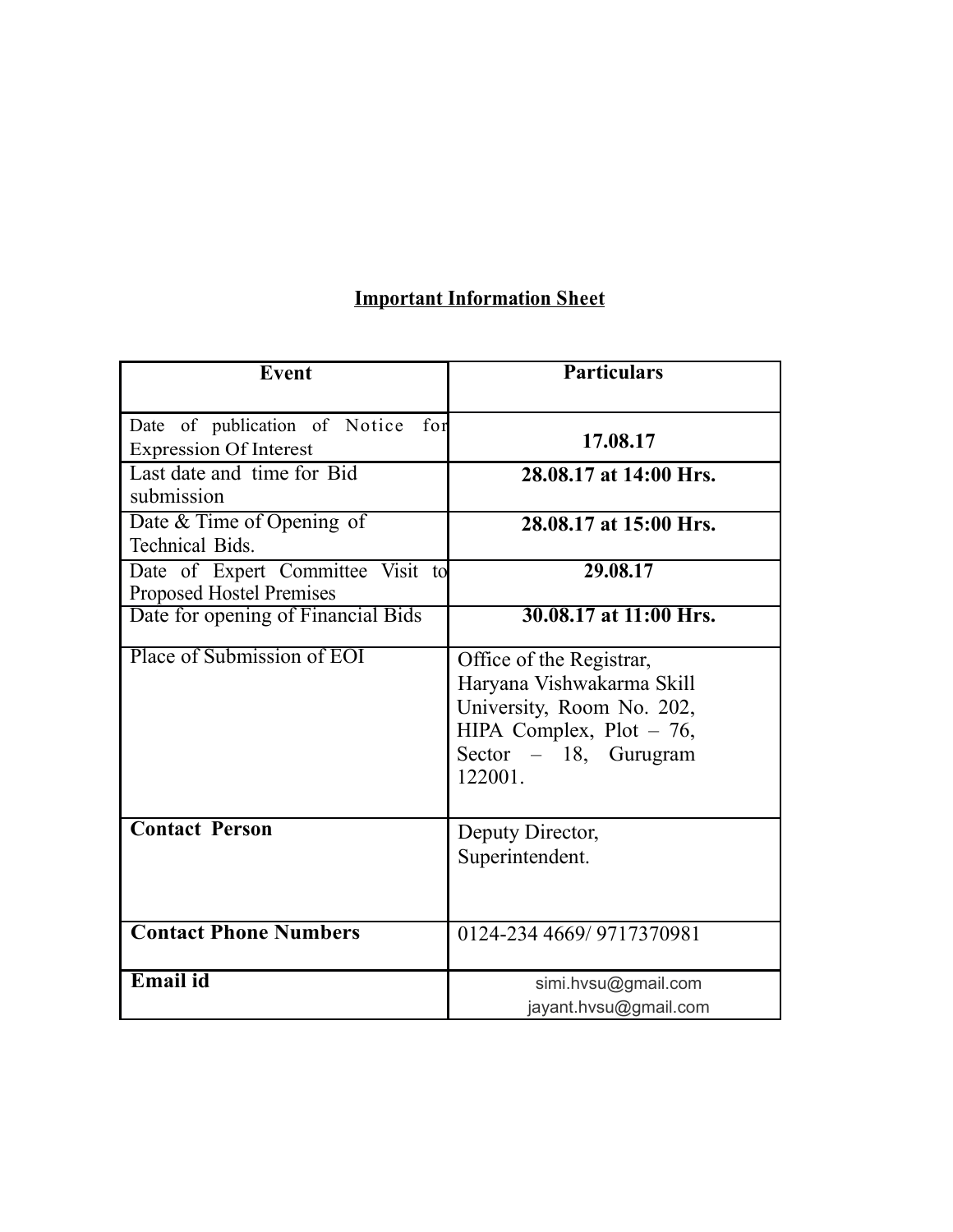## Important Information Sheet

| Event | Particulars |
|---|---|
| Date of publication of Notice for Expression Of Interest | **17.08.17** |
| Last date and time for Bid submission | **28.08.17 at 14:00 Hrs.** |
| Date & Time of Opening of Technical Bids. | **28.08.17 at 15:00 Hrs.** |
| Date of Expert Committee Visit to Proposed Hostel Premises | **29.08.17** |
| Date for opening of Financial Bids | **30.08.17 at 11:00 Hrs.** |
| Place of Submission of EOI | Office of the Registrar, Haryana Vishwakarma Skill University, Room No. 202, HIPA Complex, Plot – 76, Sector – 18, Gurugram 122001. |
| **Contact Person** | Deputy Director, Superintendent. |
| **Contact Phone Numbers** | 0124-234 4669/ 9717370981 |
| **Email id** | simi.hvsu@gmail.com jayant.hvsu@gmail.com |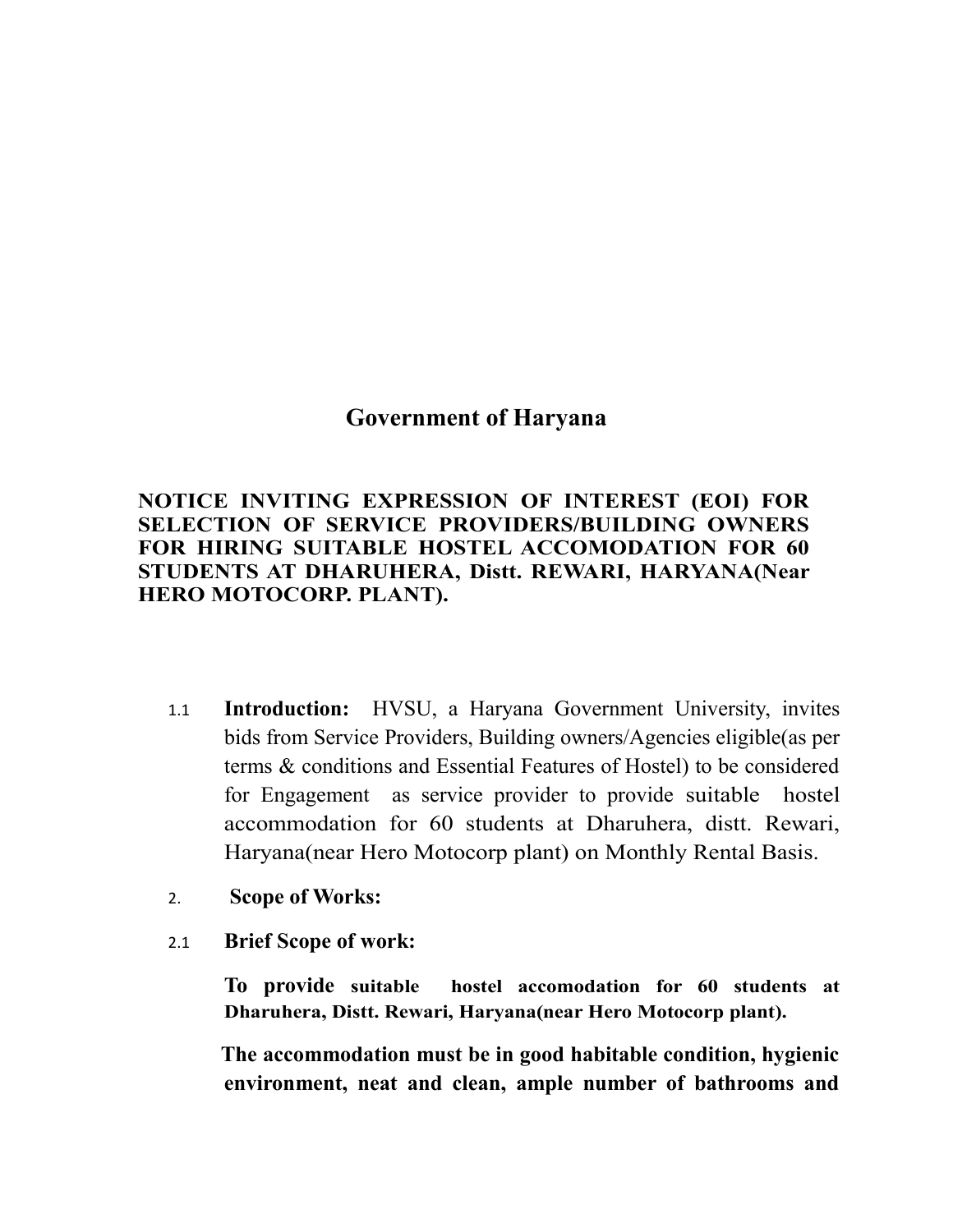# Government of Haryana

**NOTICE INVITING EXPRESSION OF INTEREST (EOI) FOR SELECTION OF SERVICE PROVIDERS/BUILDING OWNERS FOR HIRING SUITABLE HOSTEL ACCOMODATION FOR 60 STUDENTS AT DHARUHERA, Distt. REWARI, HARYANA(Near HERO MOTOCORP. PLANT).**

1.1 **Introduction:** HVSU, a Haryana Government University, invites bids from Service Providers, Building owners/Agencies eligible(as per terms & conditions and Essential Features of Hostel) to be considered for Engagement as service provider to provide suitable hostel accommodation for 60 students at Dharuhera, distt. Rewari, Haryana(near Hero Motocorp plant) on Monthly Rental Basis.

2. **Scope of Works:**

2.1 **Brief Scope of work:**

**To provide suitable hostel accomodation for 60 students at Dharuhera, Distt. Rewari, Haryana(near Hero Motocorp plant).**

**The accommodation must be in good habitable condition, hygienic environment, neat and clean, ample number of bathrooms and**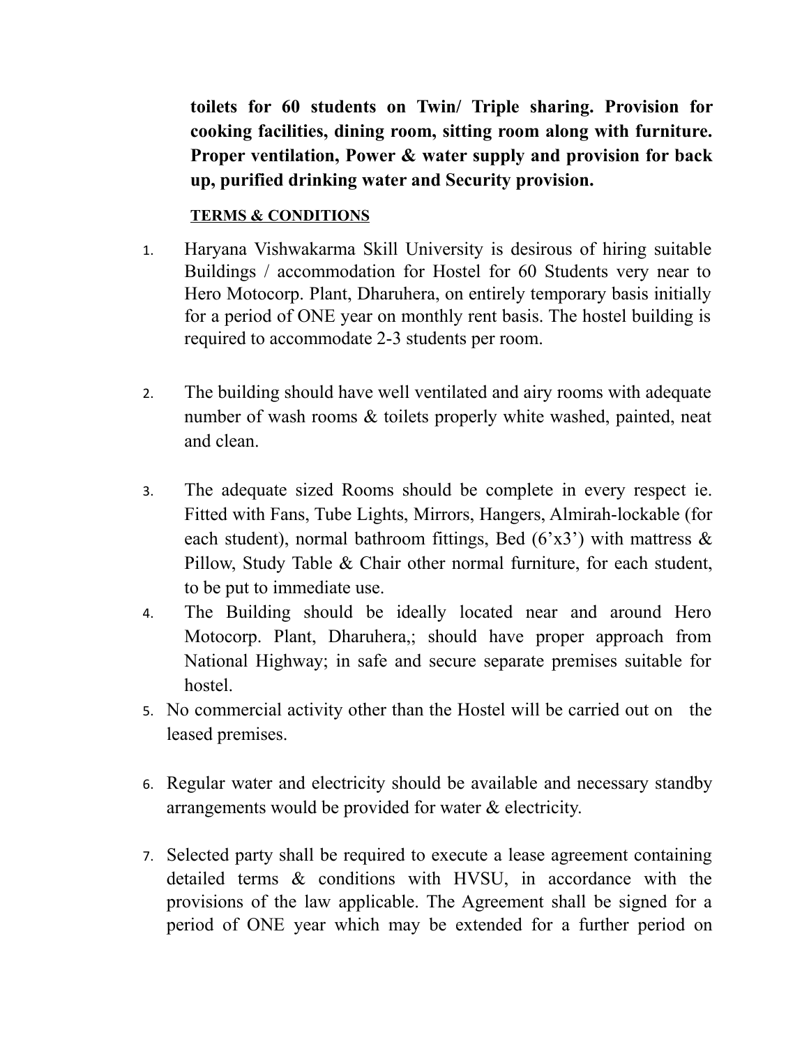**toilets for 60 students on Twin/ Triple sharing. Provision for cooking facilities, dining room, sitting room along with furniture. Proper ventilation, Power & water supply and provision for back up, purified drinking water and Security provision.**

**TERMS & CONDITIONS**

1. Haryana Vishwakarma Skill University is desirous of hiring suitable Buildings / accommodation for Hostel for 60 Students very near to Hero Motocorp. Plant, Dharuhera, on entirely temporary basis initially for a period of ONE year on monthly rent basis. The hostel building is required to accommodate 2-3 students per room.

2. The building should have well ventilated and airy rooms with adequate number of wash rooms & toilets properly white washed, painted, neat and clean.

3. The adequate sized Rooms should be complete in every respect ie. Fitted with Fans, Tube Lights, Mirrors, Hangers, Almirah-lockable (for each student), normal bathroom fittings, Bed (6'x3') with mattress & Pillow, Study Table & Chair other normal furniture, for each student, to be put to immediate use.
4. The Building should be ideally located near and around Hero Motocorp. Plant, Dharuhera,; should have proper approach from National Highway; in safe and secure separate premises suitable for hostel.
5. No commercial activity other than the Hostel will be carried out on the leased premises.

6. Regular water and electricity should be available and necessary standby arrangements would be provided for water & electricity.

7. Selected party shall be required to execute a lease agreement containing detailed terms & conditions with HVSU, in accordance with the provisions of the law applicable. The Agreement shall be signed for a period of ONE year which may be extended for a further period on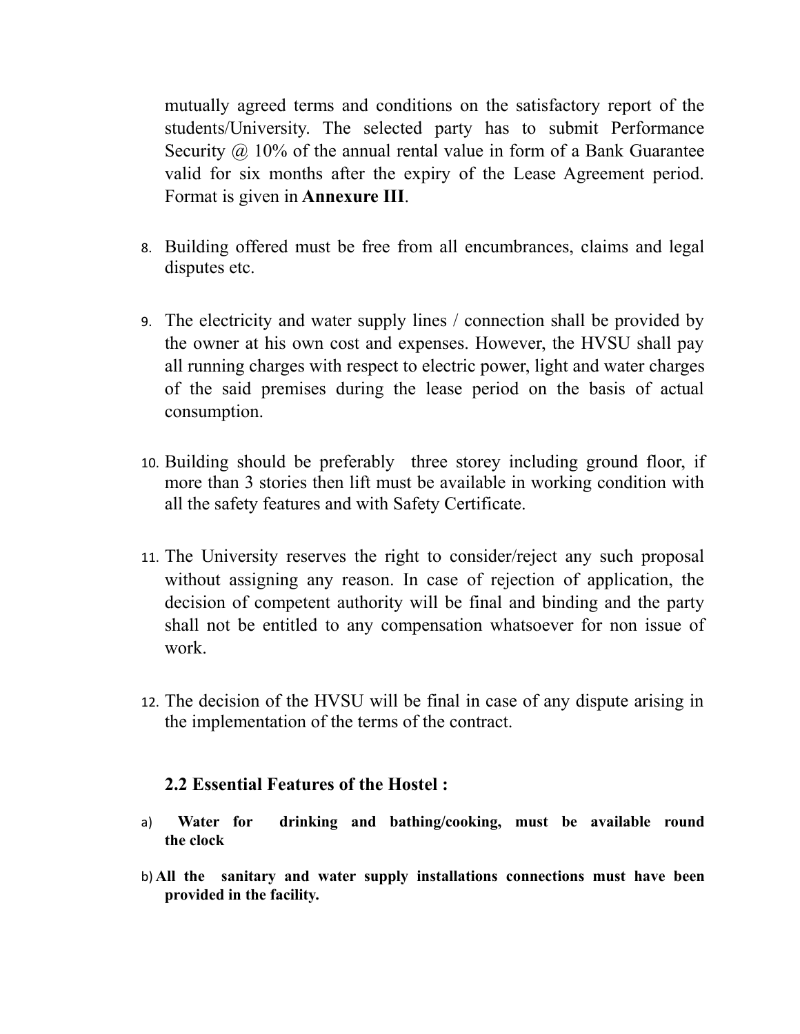mutually agreed terms and conditions on the satisfactory report of the students/University. The selected party has to submit Performance Security @ 10% of the annual rental value in form of a Bank Guarantee valid for six months after the expiry of the Lease Agreement period. Format is given in **Annexure III**.

8. Building offered must be free from all encumbrances, claims and legal disputes etc.

9. The electricity and water supply lines / connection shall be provided by the owner at his own cost and expenses. However, the HVSU shall pay all running charges with respect to electric power, light and water charges of the said premises during the lease period on the basis of actual consumption.

10. Building should be preferably three storey including ground floor, if more than 3 stories then lift must be available in working condition with all the safety features and with Safety Certificate.

11. The University reserves the right to consider/reject any such proposal without assigning any reason. In case of rejection of application, the decision of competent authority will be final and binding and the party shall not be entitled to any compensation whatsoever for non issue of work.

12. The decision of the HVSU will be final in case of any dispute arising in the implementation of the terms of the contract.

### 2.2 Essential Features of the Hostel :

a) **Water for drinking and bathing/cooking, must be available round the clock**

b) **All the sanitary and water supply installations connections must have been provided in the facility.**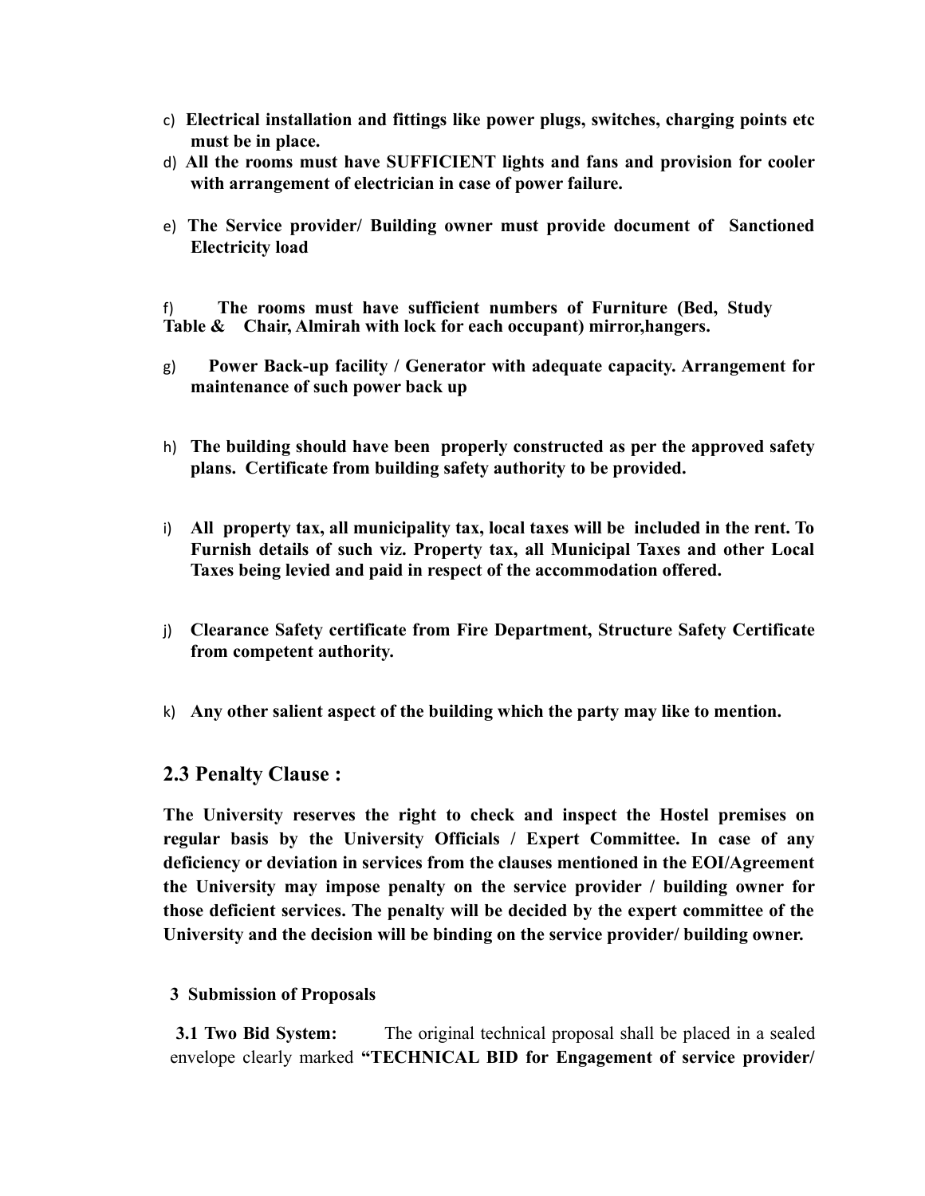c) **Electrical installation and fittings like power plugs, switches, charging points etc must be in place.**

d) **All the rooms must have SUFFICIENT lights and fans and provision for cooler with arrangement of electrician in case of power failure.**

e) **The Service provider/ Building owner must provide document of Sanctioned Electricity load**

f) **The rooms must have sufficient numbers of Furniture (Bed, Study Table & Chair, Almirah with lock for each occupant) mirror,hangers.**

g) **Power Back-up facility / Generator with adequate capacity. Arrangement for maintenance of such power back up**

h) **The building should have been properly constructed as per the approved safety plans. Certificate from building safety authority to be provided.**

i) **All property tax, all municipality tax, local taxes will be included in the rent. To Furnish details of such viz. Property tax, all Municipal Taxes and other Local Taxes being levied and paid in respect of the accommodation offered.**

j) **Clearance Safety certificate from Fire Department, Structure Safety Certificate from competent authority.**

k) **Any other salient aspect of the building which the party may like to mention.**

## 2.3 Penalty Clause :

**The University reserves the right to check and inspect the Hostel premises on regular basis by the University Officials / Expert Committee. In case of any deficiency or deviation in services from the clauses mentioned in the EOI/Agreement the University may impose penalty on the service provider / building owner for those deficient services. The penalty will be decided by the expert committee of the University and the decision will be binding on the service provider/ building owner.**

**3 Submission of Proposals**

**3.1 Two Bid System:** The original technical proposal shall be placed in a sealed envelope clearly marked **"TECHNICAL BID for Engagement of service provider/**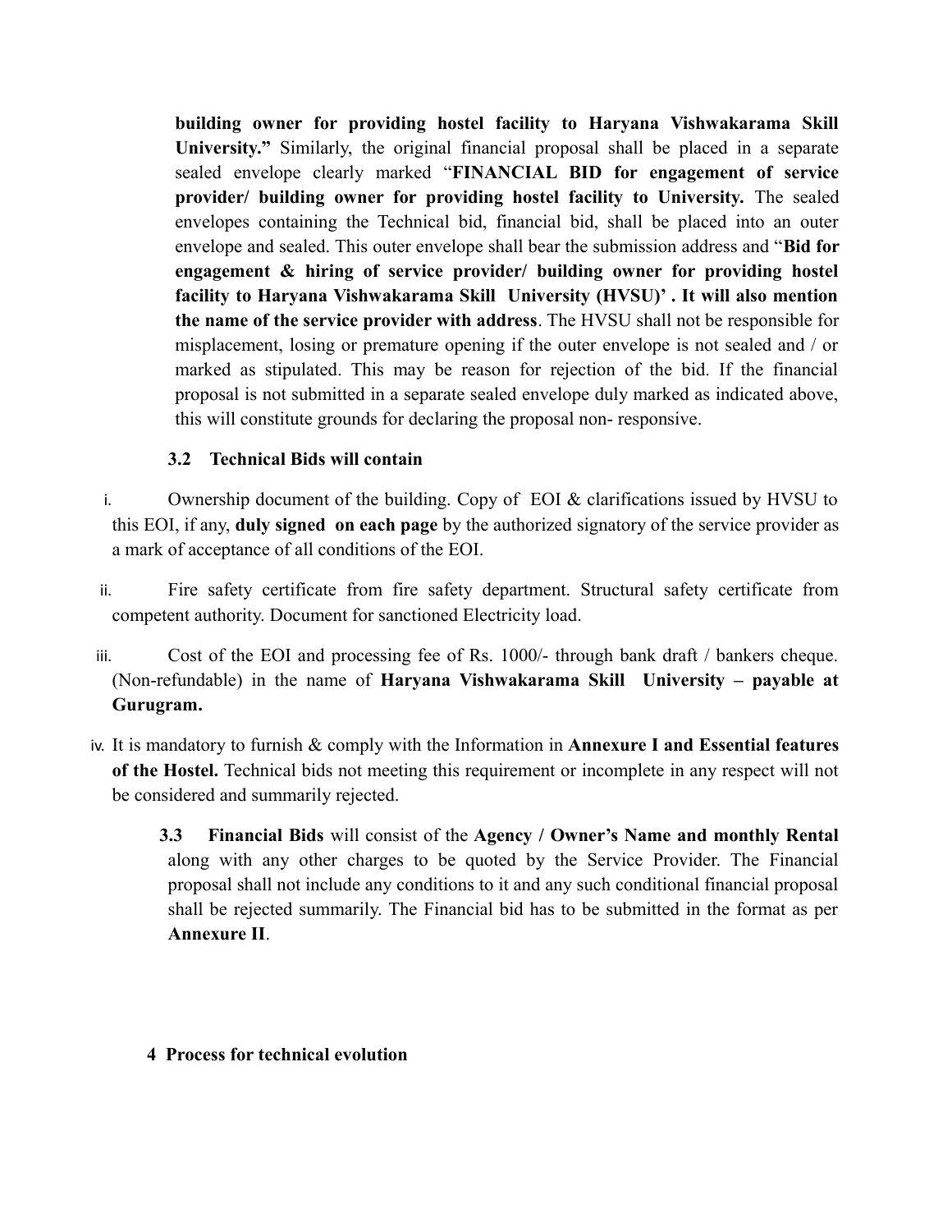**building owner for providing hostel facility to Haryana Vishwakarama Skill University."** Similarly, the original financial proposal shall be placed in a separate sealed envelope clearly marked "**FINANCIAL BID for engagement of service provider/ building owner for providing hostel facility to University.** The sealed envelopes containing the Technical bid, financial bid, shall be placed into an outer envelope and sealed. This outer envelope shall bear the submission address and "**Bid for engagement & hiring of service provider/ building owner for providing hostel facility to Haryana Vishwakarama Skill University (HVSU)' . It will also mention the name of the service provider with address**. The HVSU shall not be responsible for misplacement, losing or premature opening if the outer envelope is not sealed and / or marked as stipulated. This may be reason for rejection of the bid. If the financial proposal is not submitted in a separate sealed envelope duly marked as indicated above, this will constitute grounds for declaring the proposal non- responsive.

### 3.2 Technical Bids will contain

i. Ownership document of the building. Copy of EOI & clarifications issued by HVSU to this EOI, if any, **duly signed on each page** by the authorized signatory of the service provider as a mark of acceptance of all conditions of the EOI.

ii. Fire safety certificate from fire safety department. Structural safety certificate from competent authority. Document for sanctioned Electricity load.

iii. Cost of the EOI and processing fee of Rs. 1000/- through bank draft / bankers cheque. (Non-refundable) in the name of **Haryana Vishwakarama Skill University – payable at Gurugram.**

iv. It is mandatory to furnish & comply with the Information in **Annexure I and Essential features of the Hostel.** Technical bids not meeting this requirement or incomplete in any respect will not be considered and summarily rejected.

**3.3 Financial Bids** will consist of the **Agency / Owner's Name and monthly Rental** along with any other charges to be quoted by the Service Provider. The Financial proposal shall not include any conditions to it and any such conditional financial proposal shall be rejected summarily. The Financial bid has to be submitted in the format as per **Annexure II**.

## 4 Process for technical evolution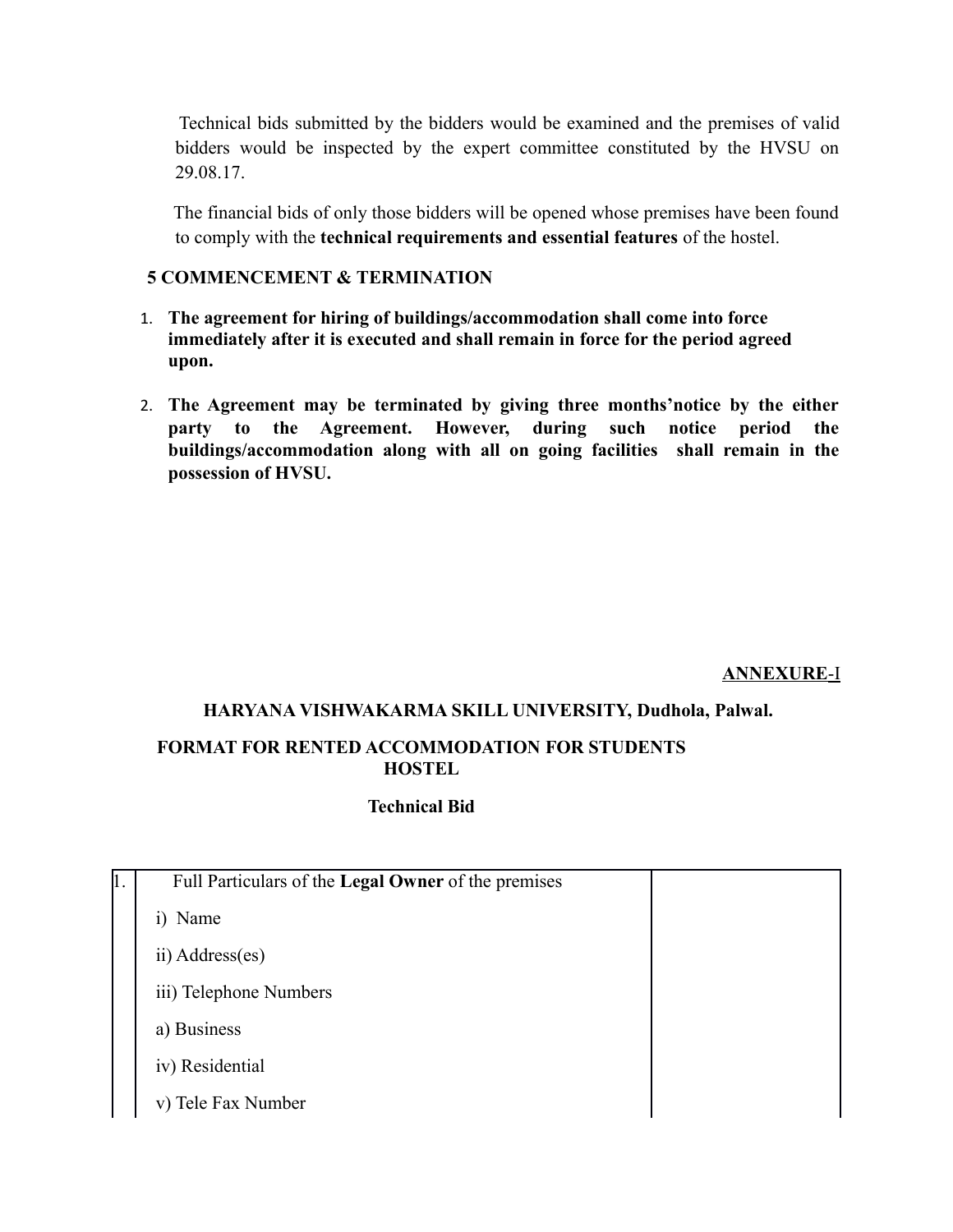Technical bids submitted by the bidders would be examined and the premises of valid bidders would be inspected by the expert committee constituted by the HVSU on 29.08.17.

The financial bids of only those bidders will be opened whose premises have been found to comply with the **technical requirements and essential features** of the hostel.

### 5 COMMENCEMENT & TERMINATION

1. **The agreement for hiring of buildings/accommodation shall come into force immediately after it is executed and shall remain in force for the period agreed upon.**

2. **The Agreement may be terminated by giving three months'notice by the either party to the Agreement. However, during such notice period the buildings/accommodation along with all on going facilities shall remain in the possession of HVSU.**

**ANNEXURE-I**

**HARYANA VISHWAKARMA SKILL UNIVERSITY, Dudhola, Palwal.**

**FORMAT FOR RENTED ACCOMMODATION FOR STUDENTS HOSTEL**

**Technical Bid**

| 1. | Full Particulars of the **Legal Owner** of the premises<br>i) Name<br>ii) Address(es)<br>iii) Telephone Numbers<br>a) Business<br>iv) Residential<br>v) Tele Fax Number | |
|---|---|---|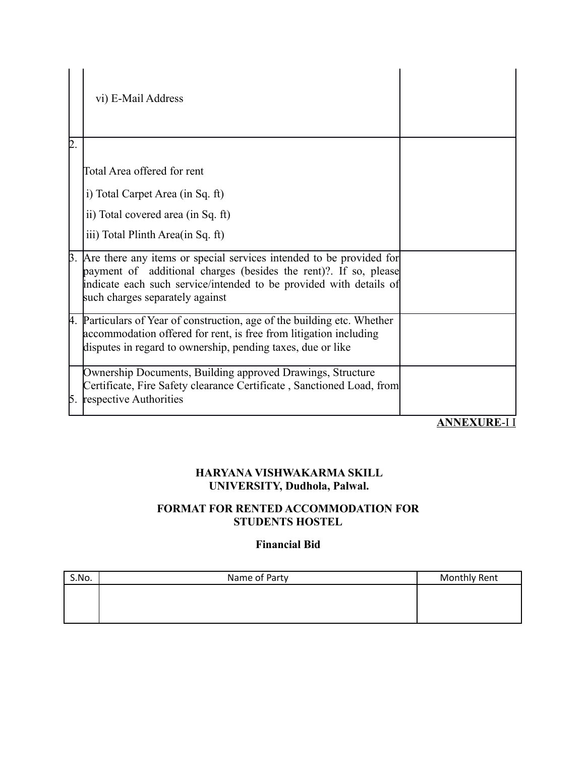| | | |
|---|---|---|
| | vi) E-Mail Address | |
| 2. | Total Area offered for rent<br>i) Total Carpet Area (in Sq. ft)<br>ii) Total covered area (in Sq. ft)<br>iii) Total Plinth Area(in Sq. ft) | |
| 3. | Are there any items or special services intended to be provided for payment of additional charges (besides the rent)?. If so, please indicate each such service/intended to be provided with details of such charges separately against | |
| 4. | Particulars of Year of construction, age of the building etc. Whether accommodation offered for rent, is free from litigation including disputes in regard to ownership, pending taxes, due or like | |
| 5. | Ownership Documents, Building approved Drawings, Structure Certificate, Fire Safety clearance Certificate , Sanctioned Load, from respective Authorities | |

**ANNEXURE-I I**

**HARYANA VISHWAKARMA SKILL UNIVERSITY, Dudhola, Palwal.**

**FORMAT FOR RENTED ACCOMMODATION FOR STUDENTS HOSTEL**

**Financial Bid**

| S.No. | Name of Party | Monthly Rent |
|---|---|---|
| | | |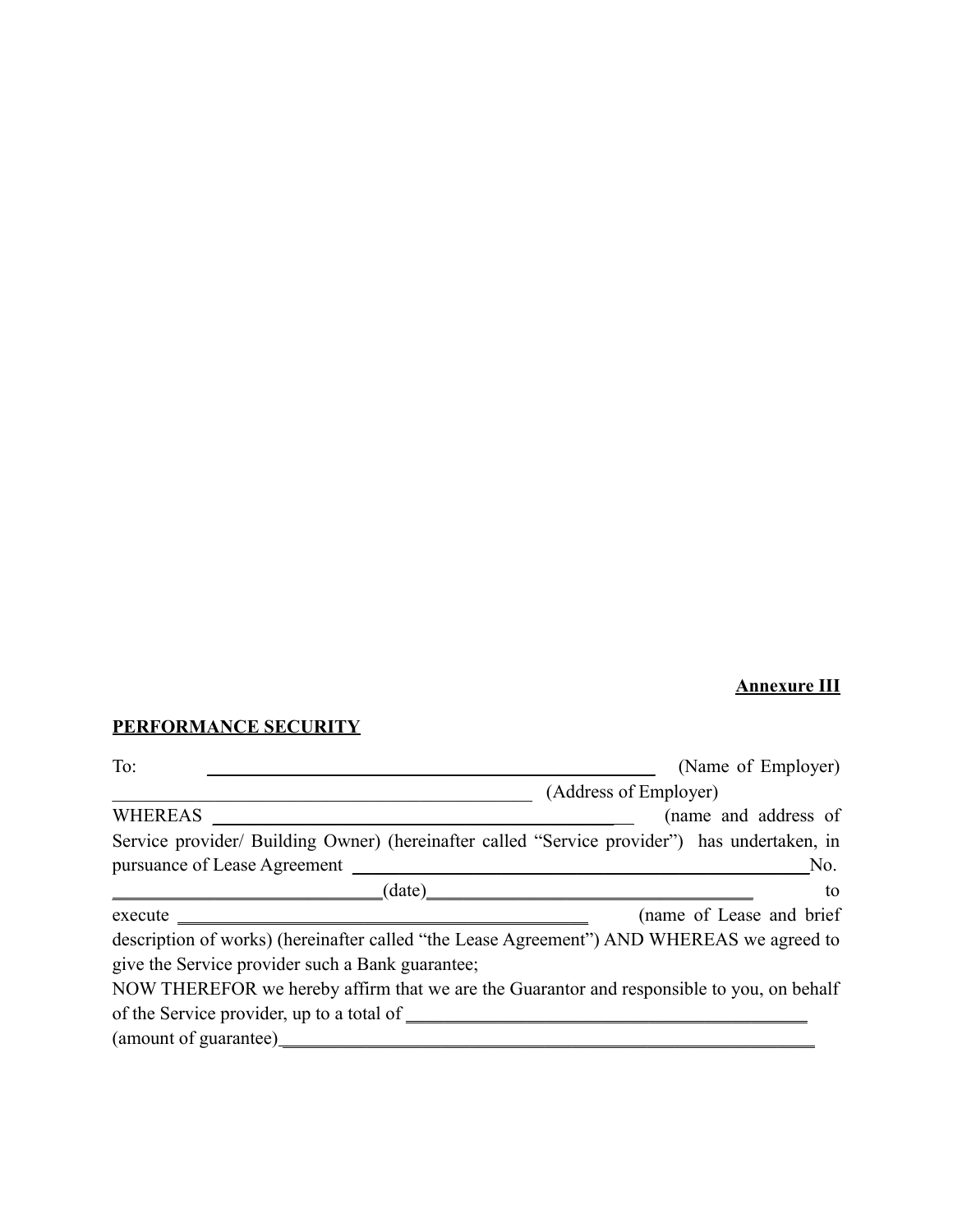**Annexure III**

**PERFORMANCE SECURITY**

To: \_\_\_\_\_\_\_\_\_\_\_\_\_\_\_\_\_\_\_\_\_\_\_\_\_\_\_\_\_\_\_\_\_\_\_\_\_\_\_\_\_\_\_\_\_\_\_\_ (Name of Employer)

\_\_\_\_\_\_\_\_\_\_\_\_\_\_\_\_\_\_\_\_\_\_\_\_\_\_\_\_\_\_\_\_\_\_\_\_\_\_\_\_\_\_\_\_\_\_\_\_ (Address of Employer)

WHEREAS \_\_\_\_\_\_\_\_\_\_\_\_\_\_\_\_\_\_\_\_\_\_\_\_\_\_\_\_\_\_\_\_\_\_\_\_\_\_\_\_\_\_\_\_\_\_ (name and address of Service provider/ Building Owner) (hereinafter called "Service provider") has undertaken, in pursuance of Lease Agreement \_\_\_\_\_\_\_\_\_\_\_\_\_\_\_\_\_\_\_\_\_\_\_\_\_\_\_\_\_\_\_\_\_\_\_\_\_\_\_\_\_\_\_\_\_\_\_\_ No. \_\_\_\_\_\_\_\_\_\_\_\_\_\_\_\_\_\_\_\_\_\_\_\_\_\_\_\_\_\_(date)\_\_\_\_\_\_\_\_\_\_\_\_\_\_\_\_\_\_\_\_\_\_\_\_\_\_\_\_\_\_\_\_\_\_\_\_ to execute \_\_\_\_\_\_\_\_\_\_\_\_\_\_\_\_\_\_\_\_\_\_\_\_\_\_\_\_\_\_\_\_\_\_\_\_\_\_\_\_\_\_\_\_ (name of Lease and brief description of works) (hereinafter called "the Lease Agreement") AND WHEREAS we agreed to give the Service provider such a Bank guarantee;

NOW THEREFOR we hereby affirm that we are the Guarantor and responsible to you, on behalf of the Service provider, up to a total of \_\_\_\_\_\_\_\_\_\_\_\_\_\_\_\_\_\_\_\_\_\_\_\_\_\_\_\_\_\_\_\_\_\_\_\_\_\_\_\_\_\_\_\_ (amount of guarantee)\_\_\_\_\_\_\_\_\_\_\_\_\_\_\_\_\_\_\_\_\_\_\_\_\_\_\_\_\_\_\_\_\_\_\_\_\_\_\_\_\_\_\_\_\_\_\_\_\_\_\_\_\_\_\_\_\_\_\_\_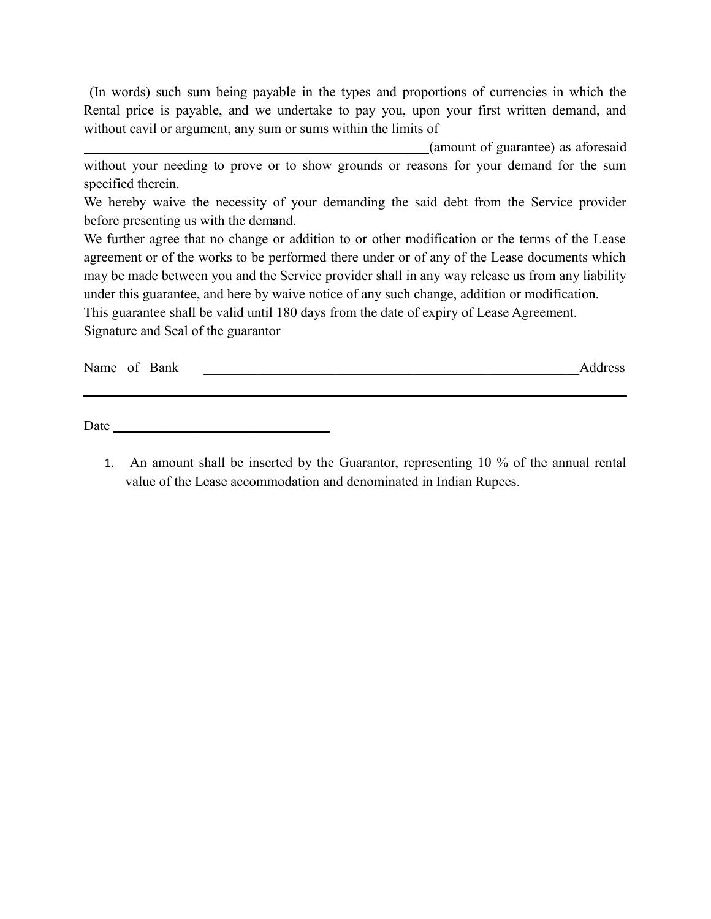(In words) such sum being payable in the types and proportions of currencies in which the Rental price is payable, and we undertake to pay you, upon your first written demand, and without cavil or argument, any sum or sums within the limits of ___________________________________________ (amount of guarantee) as aforesaid without your needing to prove or to show grounds or reasons for your demand for the sum specified therein.

We hereby waive the necessity of your demanding the said debt from the Service provider before presenting us with the demand.

We further agree that no change or addition to or other modification or the terms of the Lease agreement or of the works to be performed there under or of any of the Lease documents which may be made between you and the Service provider shall in any way release us from any liability under this guarantee, and here by waive notice of any such change, addition or modification.

This guarantee shall be valid until 180 days from the date of expiry of Lease Agreement.

Signature and Seal of the guarantor

Name of Bank ________________________________________________ Address

______________________________________________________________________

Date ____________________________

1. An amount shall be inserted by the Guarantor, representing 10 % of the annual rental value of the Lease accommodation and denominated in Indian Rupees.